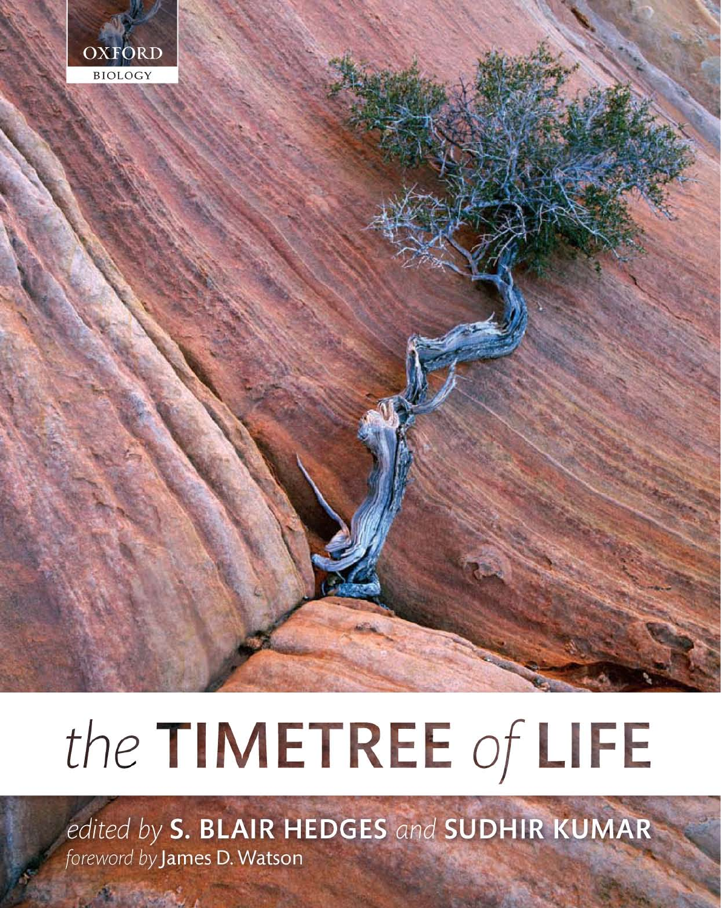OXFORD BIOLOGY

# the TIMETREE of LIFE

*edited by* **S. BLAIR HEDGES** *and* **SUDHIR KUMAR**

*foreword by* James D. Watson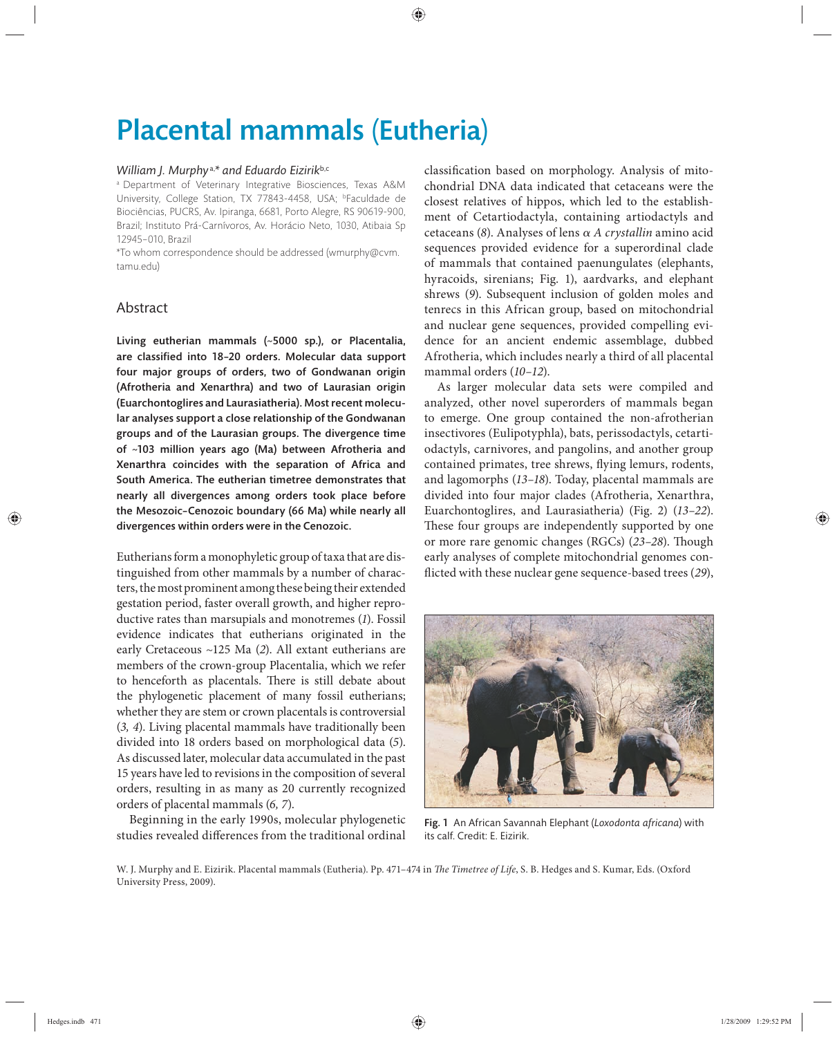# Placental mammals (Eutheria)

*William J. Murphy*[a,*] *and Eduardo Eizirik*[b,c]

[a] Department of Veterinary Integrative Biosciences, Texas A&M University, College Station, TX 77843-4458, USA; [b]Faculdade de Biociências, PUCRS, Av. Ipiranga, 6681, Porto Alegre, RS 90619-900, Brazil; Instituto Pró-Carnívoros, Av. Horácio Neto, 1030, Atibaia Sp 12945-010, Brazil

*To whom correspondence should be addressed (wmurphy@cvm.tamu.edu)

## Abstract

**Living eutherian mammals (~5000 sp.), or Placentalia, are classified into 18–20 orders. Molecular data support four major groups of orders, two of Gondwanan origin (Afrotheria and Xenarthra) and two of Laurasian origin (Euarchontoglires and Laurasiatheria). Most recent molecular analyses support a close relationship of the Gondwanan groups and of the Laurasian groups. The divergence time of ~103 million years ago (Ma) between Afrotheria and Xenarthra coincides with the separation of Africa and South America. The eutherian timetree demonstrates that nearly all divergences among orders took place before the Mesozoic–Cenozoic boundary (66 Ma) while nearly all divergences within orders were in the Cenozoic.**

Eutherians form a monophyletic group of taxa that are distinguished from other mammals by a number of characters, the most prominent among these being their extended gestation period, faster overall growth, and higher reproductive rates than marsupials and monotremes (*1*). Fossil evidence indicates that eutherians originated in the early Cretaceous ~125 Ma (*2*). All extant eutherians are members of the crown-group Placentalia, which we refer to henceforth as placentals. There is still debate about the phylogenetic placement of many fossil eutherians; whether they are stem or crown placentals is controversial (*3, 4*). Living placental mammals have traditionally been divided into 18 orders based on morphological data (*5*). As discussed later, molecular data accumulated in the past 15 years have led to revisions in the composition of several orders, resulting in as many as 20 currently recognized orders of placental mammals (*6, 7*).

Beginning in the early 1990s, molecular phylogenetic studies revealed differences from the traditional ordinal classification based on morphology. Analysis of mitochondrial DNA data indicated that cetaceans were the closest relatives of hippos, which led to the establishment of Cetartiodactyla, containing artiodactyls and cetaceans (*8*). Analyses of lens $\alpha$ *A crystallin* amino acid sequences provided evidence for a superordinal clade of mammals that contained paenungulates (elephants, hyracoids, sirenians; Fig. 1), aardvarks, and elephant shrews (*9*). Subsequent inclusion of golden moles and tenrecs in this African group, based on mitochondrial and nuclear gene sequences, provided compelling evidence for an ancient endemic assemblage, dubbed Afrotheria, which includes nearly a third of all placental mammal orders (*10–12*).

As larger molecular data sets were compiled and analyzed, other novel superorders of mammals began to emerge. One group contained the non-afrotherian insectivores (Eulipotyphla), bats, perissodactyls, cetartiodactyls, carnivores, and pangolins, and another group contained primates, tree shrews, flying lemurs, rodents, and lagomorphs (*13–18*). Today, placental mammals are divided into four major clades (Afrotheria, Xenarthra, Euarchontoglires, and Laurasiatheria) (Fig. 2) (*13–22*). These four groups are independently supported by one or more rare genomic changes (RGCs) (*23–28*). Though early analyses of complete mitochondrial genomes conflicted with these nuclear gene sequence-based trees (*29*),

Fig. 1 An African Savannah Elephant (*Loxodonta africana*) with its calf. Credit: E. Eizirik.

W. J. Murphy and E. Eizirik. Placental mammals (Eutheria). Pp. 471–474 in *The Timetree of Life*, S. B. Hedges and S. Kumar, Eds. (Oxford University Press, 2009).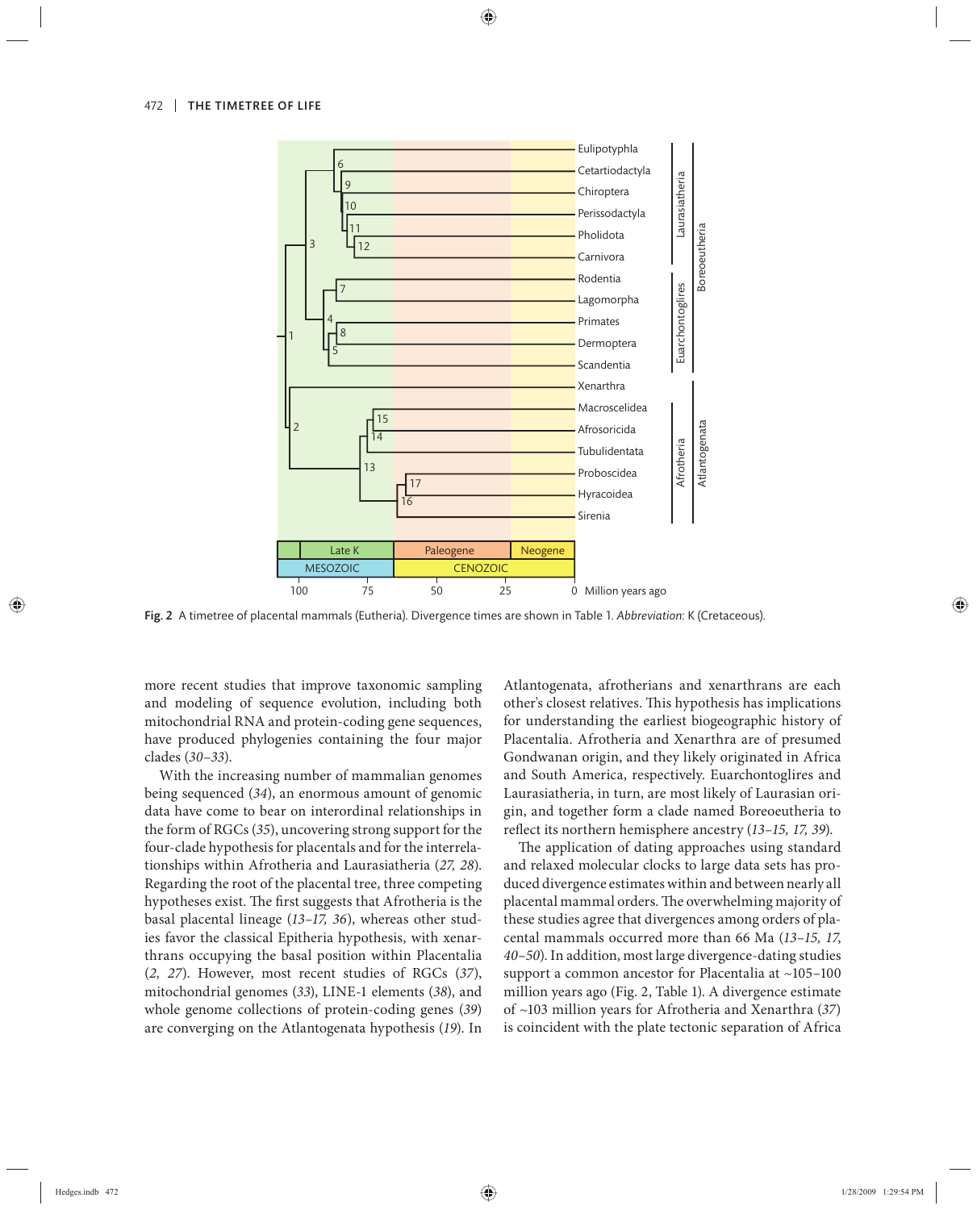Fig. 2 A timetree of placental mammals (Eutheria). Divergence times are shown in Table 1. *Abbreviation*: K (Cretaceous).

more recent studies that improve taxonomic sampling and modeling of sequence evolution, including both mitochondrial RNA and protein-coding gene sequences, have produced phylogenies containing the four major clades (*30–33*).

With the increasing number of mammalian genomes being sequenced (*34*), an enormous amount of genomic data have come to bear on interordinal relationships in the form of RGCs (*35*), uncovering strong support for the four-clade hypothesis for placentals and for the interrelationships within Afrotheria and Laurasiatheria (*27, 28*). Regarding the root of the placental tree, three competing hypotheses exist. The first suggests that Afrotheria is the basal placental lineage (*13–17, 36*), whereas other studies favor the classical Epitheria hypothesis, with xenarthrans occupying the basal position within Placentalia (*2, 27*). However, most recent studies of RGCs (*37*), mitochondrial genomes (*33*), LINE-1 elements (*38*), and whole genome collections of protein-coding genes (*39*) are converging on the Atlantogenata hypothesis (*19*). In Atlantogenata, afrotherians and xenarthrans are each other's closest relatives. This hypothesis has implications for understanding the earliest biogeographic history of Placentalia. Afrotheria and Xenarthra are of presumed Gondwanan origin, and they likely originated in Africa and South America, respectively. Euarchontoglires and Laurasiatheria, in turn, are most likely of Laurasian origin, and together form a clade named Boreoeutheria to reflect its northern hemisphere ancestry (*13–15, 17, 39*).

The application of dating approaches using standard and relaxed molecular clocks to large data sets has produced divergence estimates within and between nearly all placental mammal orders. The overwhelming majority of these studies agree that divergences among orders of placental mammals occurred more than 66 Ma (*13–15, 17, 40–50*). In addition, most large divergence-dating studies support a common ancestor for Placentalia at ~105–100 million years ago (Fig. 2, Table 1). A divergence estimate of ~103 million years for Afrotheria and Xenarthra (*37*) is coincident with the plate tectonic separation of Africa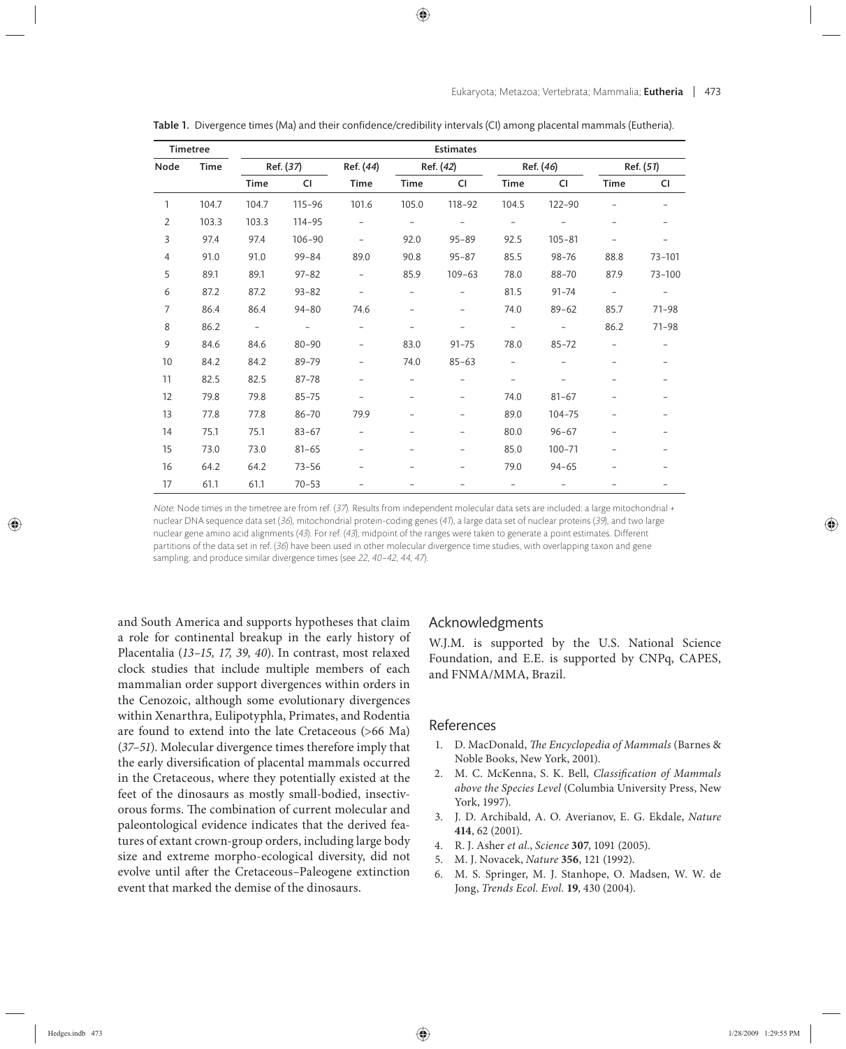Table 1. Divergence times (Ma) and their confidence/credibility intervals (CI) among placental mammals (Eutheria).

| Timetree | | Estimates | | | | | | | | |
|---|---|---|---|---|---|---|---|---|---|---|
| Node | Time | Ref. (*37*) | | Ref. (*44*) | Ref. (*42*) | | Ref. (*46*) | | Ref. (*51*) | |
| | | Time | CI | Time | Time | CI | Time | CI | Time | CI |
| 1 | 104.7 | 104.7 | 115–96 | 101.6 | 105.0 | 118–92 | 104.5 | 122–90 | – | – |
| 2 | 103.3 | 103.3 | 114–95 | – | – | – | – | – | – | – |
| 3 | 97.4 | 97.4 | 106–90 | – | 92.0 | 95–89 | 92.5 | 105–81 | – | – |
| 4 | 91.0 | 91.0 | 99–84 | 89.0 | 90.8 | 95–87 | 85.5 | 98–76 | 88.8 | 73–101 |
| 5 | 89.1 | 89.1 | 97–82 | – | 85.9 | 109–63 | 78.0 | 88–70 | 87.9 | 73–100 |
| 6 | 87.2 | 87.2 | 93–82 | – | – | – | 81.5 | 91–74 | – | – |
| 7 | 86.4 | 86.4 | 94–80 | 74.6 | – | – | 74.0 | 89–62 | 85.7 | 71–98 |
| 8 | 86.2 | – | – | – | – | – | – | – | 86.2 | 71–98 |
| 9 | 84.6 | 84.6 | 80–90 | – | 83.0 | 91–75 | 78.0 | 85–72 | – | – |
| 10 | 84.2 | 84.2 | 89–79 | – | 74.0 | 85–63 | – | – | – | – |
| 11 | 82.5 | 82.5 | 87–78 | – | – | – | – | – | – | – |
| 12 | 79.8 | 79.8 | 85–75 | – | – | – | 74.0 | 81–67 | – | – |
| 13 | 77.8 | 77.8 | 86–70 | 79.9 | – | – | 89.0 | 104–75 | – | – |
| 14 | 75.1 | 75.1 | 83–67 | – | – | – | 80.0 | 96–67 | – | – |
| 15 | 73.0 | 73.0 | 81–65 | – | – | – | 85.0 | 100–71 | – | – |
| 16 | 64.2 | 64.2 | 73–56 | – | – | – | 79.0 | 94–65 | – | – |
| 17 | 61.1 | 61.1 | 70–53 | – | – | – | – | – | – | – |

*Note*: Node times in the timetree are from ref. (*37*). Results from independent molecular data sets are included: a large mitochondrial + nuclear DNA sequence data set (*36*), mitochondrial protein-coding genes (*41*), a large data set of nuclear proteins (*39*), and two large nuclear gene amino acid alignments (*43*). For ref. (*43*), midpoint of the ranges were taken to generate a point estimates. Different partitions of the data set in ref. (*36*) have been used in other molecular divergence time studies, with overlapping taxon and gene sampling, and produce similar divergence times (see *22, 40–42, 44, 47*).

and South America and supports hypotheses that claim a role for continental breakup in the early history of Placentalia (*13–15, 17, 39, 40*). In contrast, most relaxed clock studies that include multiple members of each mammalian order support divergences within orders in the Cenozoic, although some evolutionary divergences within Xenarthra, Eulipotyphla, Primates, and Rodentia are found to extend into the late Cretaceous (>66 Ma) (*37–51*). Molecular divergence times therefore imply that the early diversification of placental mammals occurred in the Cretaceous, where they potentially existed at the feet of the dinosaurs as mostly small-bodied, insectivorous forms. The combination of current molecular and paleontological evidence indicates that the derived features of extant crown-group orders, including large body size and extreme morpho-ecological diversity, did not evolve until after the Cretaceous–Paleogene extinction event that marked the demise of the dinosaurs.

## Acknowledgments

W.J.M. is supported by the U.S. National Science Foundation, and E.E. is supported by CNPq, CAPES, and FNMA/MMA, Brazil.

## References

1. D. MacDonald, *The Encyclopedia of Mammals* (Barnes & Noble Books, New York, 2001).
2. M. C. McKenna, S. K. Bell, *Classification of Mammals above the Species Level* (Columbia University Press, New York, 1997).
3. J. D. Archibald, A. O. Averianov, E. G. Ekdale, *Nature* **414**, 62 (2001).
4. R. J. Asher *et al.*, *Science* **307**, 1091 (2005).
5. M. J. Novacek, *Nature* **356**, 121 (1992).
6. M. S. Springer, M. J. Stanhope, O. Madsen, W. W. de Jong, *Trends Ecol. Evol.* **19**, 430 (2004).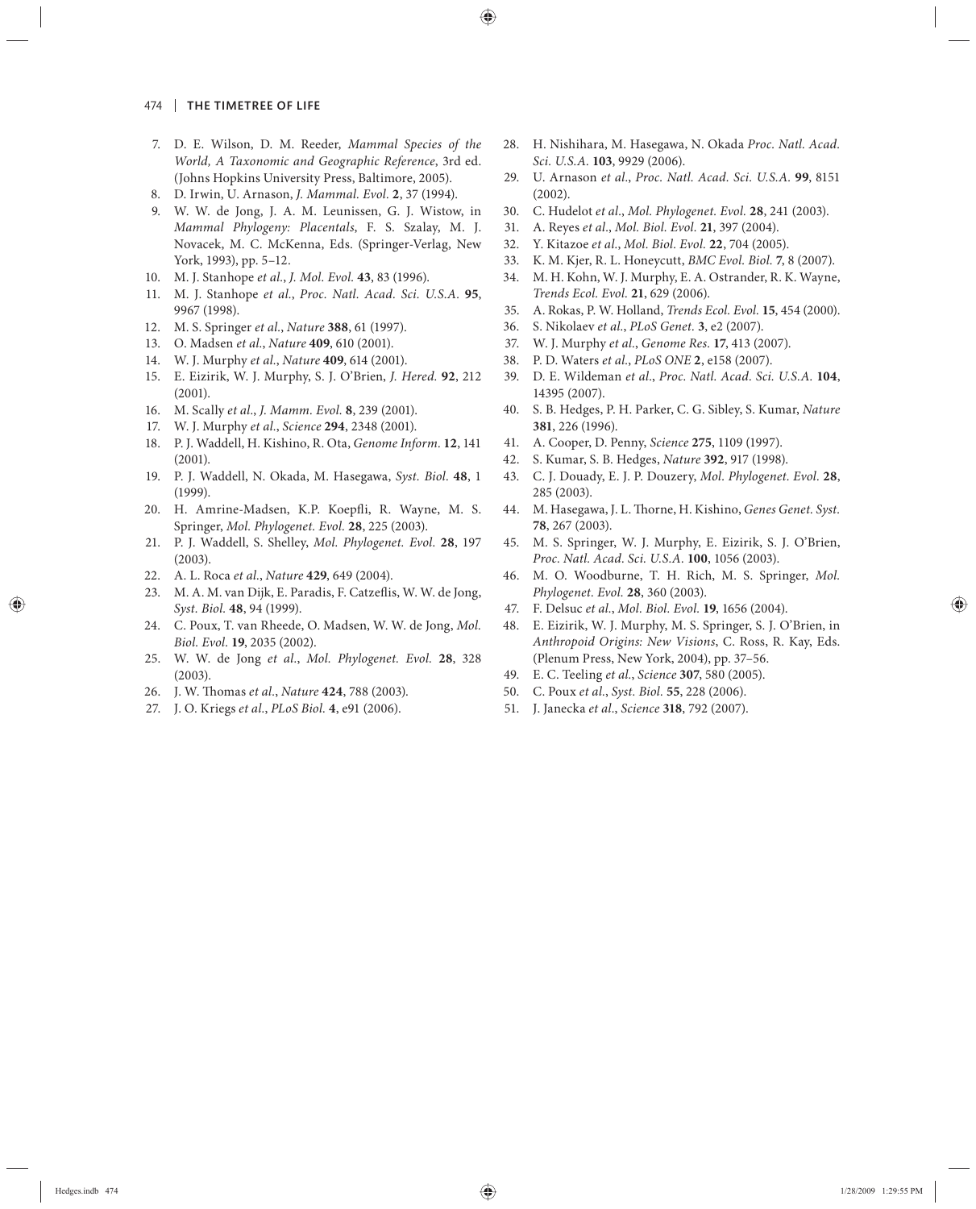7. D. E. Wilson, D. M. Reeder, *Mammal Species of the World, A Taxonomic and Geographic Reference*, 3rd ed. (Johns Hopkins University Press, Baltimore, 2005).
8. D. Irwin, U. Arnason, *J. Mammal. Evol.* **2**, 37 (1994).
9. W. W. de Jong, J. A. M. Leunissen, G. J. Wistow, in *Mammal Phylogeny: Placentals*, F. S. Szalay, M. J. Novacek, M. C. McKenna, Eds. (Springer-Verlag, New York, 1993), pp. 5–12.
10. M. J. Stanhope *et al.*, *J. Mol. Evol.* **43**, 83 (1996).
11. M. J. Stanhope *et al.*, *Proc. Natl. Acad. Sci. U.S.A.* **95**, 9967 (1998).
12. M. S. Springer *et al.*, *Nature* **388**, 61 (1997).
13. O. Madsen *et al.*, *Nature* **409**, 610 (2001).
14. W. J. Murphy *et al.*, *Nature* **409**, 614 (2001).
15. E. Eizirik, W. J. Murphy, S. J. O'Brien, *J. Hered.* **92**, 212 (2001).
16. M. Scally *et al.*, *J. Mamm. Evol.* **8**, 239 (2001).
17. W. J. Murphy *et al.*, *Science* **294**, 2348 (2001).
18. P. J. Waddell, H. Kishino, R. Ota, *Genome Inform.* **12**, 141 (2001).
19. P. J. Waddell, N. Okada, M. Hasegawa, *Syst. Biol.* **48**, 1 (1999).
20. H. Amrine-Madsen, K.P. Koepfli, R. Wayne, M. S. Springer, *Mol. Phylogenet. Evol.* **28**, 225 (2003).
21. P. J. Waddell, S. Shelley, *Mol. Phylogenet. Evol.* **28**, 197 (2003).
22. A. L. Roca *et al.*, *Nature* **429**, 649 (2004).
23. M. A. M. van Dijk, E. Paradis, F. Catzeflis, W. W. de Jong, *Syst. Biol.* **48**, 94 (1999).
24. C. Poux, T. van Rheede, O. Madsen, W. W. de Jong, *Mol. Biol. Evol.* **19**, 2035 (2002).
25. W. W. de Jong *et al.*, *Mol. Phylogenet. Evol.* **28**, 328 (2003).
26. J. W. Thomas *et al.*, *Nature* **424**, 788 (2003).
27. J. O. Kriegs *et al.*, *PLoS Biol.* **4**, e91 (2006).
28. H. Nishihara, M. Hasegawa, N. Okada *Proc. Natl. Acad. Sci. U.S.A.* **103**, 9929 (2006).
29. U. Arnason *et al.*, *Proc. Natl. Acad. Sci. U.S.A.* **99**, 8151 (2002).
30. C. Hudelot *et al.*, *Mol. Phylogenet. Evol.* **28**, 241 (2003).
31. A. Reyes *et al.*, *Mol. Biol. Evol.* **21**, 397 (2004).
32. Y. Kitazoe *et al.*, *Mol. Biol. Evol.* **22**, 704 (2005).
33. K. M. Kjer, R. L. Honeycutt, *BMC Evol. Biol.* **7**, 8 (2007).
34. M. H. Kohn, W. J. Murphy, E. A. Ostrander, R. K. Wayne, *Trends Ecol. Evol.* **21**, 629 (2006).
35. A. Rokas, P. W. Holland, *Trends Ecol. Evol.* **15**, 454 (2000).
36. S. Nikolaev *et al.*, *PLoS Genet.* **3**, e2 (2007).
37. W. J. Murphy *et al.*, *Genome Res.* **17**, 413 (2007).
38. P. D. Waters *et al.*, *PLoS ONE* **2**, e158 (2007).
39. D. E. Wildeman *et al.*, *Proc. Natl. Acad. Sci. U.S.A.* **104**, 14395 (2007).
40. S. B. Hedges, P. H. Parker, C. G. Sibley, S. Kumar, *Nature* **381**, 226 (1996).
41. A. Cooper, D. Penny, *Science* **275**, 1109 (1997).
42. S. Kumar, S. B. Hedges, *Nature* **392**, 917 (1998).
43. C. J. Douady, E. J. P. Douzery, *Mol. Phylogenet. Evol.* **28**, 285 (2003).
44. M. Hasegawa, J. L. Thorne, H. Kishino, *Genes Genet. Syst.* **78**, 267 (2003).
45. M. S. Springer, W. J. Murphy, E. Eizirik, S. J. O'Brien, *Proc. Natl. Acad. Sci. U.S.A.* **100**, 1056 (2003).
46. M. O. Woodburne, T. H. Rich, M. S. Springer, *Mol. Phylogenet. Evol.* **28**, 360 (2003).
47. F. Delsuc *et al.*, *Mol. Biol. Evol.* **19**, 1656 (2004).
48. E. Eizirik, W. J. Murphy, M. S. Springer, S. J. O'Brien, in *Anthropoid Origins: New Visions*, C. Ross, R. Kay, Eds. (Plenum Press, New York, 2004), pp. 37–56.
49. E. C. Teeling *et al.*, *Science* **307**, 580 (2005).
50. C. Poux *et al.*, *Syst. Biol.* **55**, 228 (2006).
51. J. Janecka *et al.*, *Science* **318**, 792 (2007).